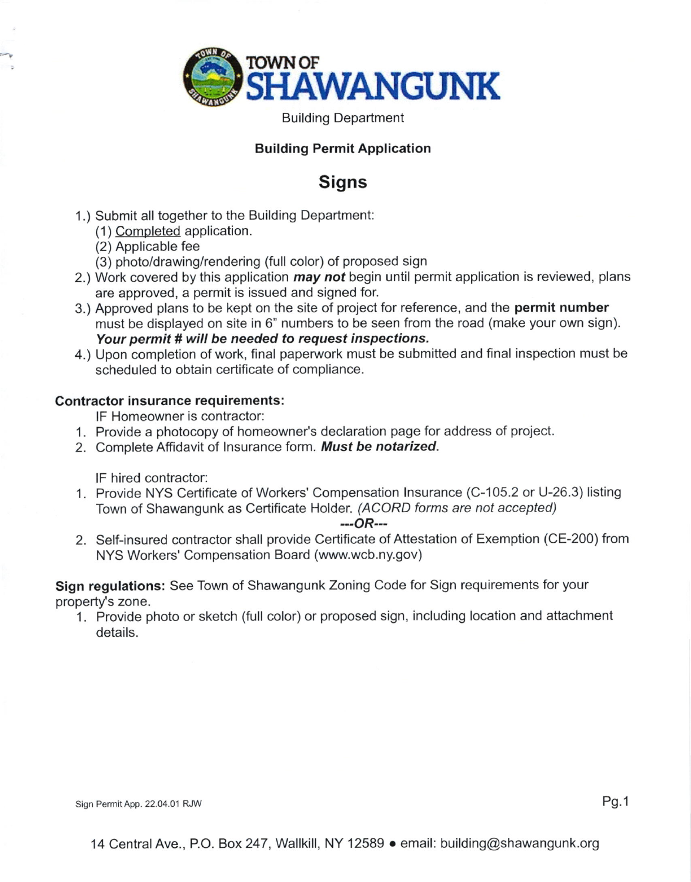# TOWN OF SHAWANGUNK

Building Department

**Building Permit Application**

## Signs

1.) Submit all together to the Building Department:
   (1) Completed application.
   (2) Applicable fee
   (3) photo/drawing/rendering (full color) of proposed sign
2.) Work covered by this application ***may not*** begin until permit application is reviewed, plans are approved, a permit is issued and signed for.
3.) Approved plans to be kept on the site of project for reference, and the **permit number** must be displayed on site in 6" numbers to be seen from the road (make your own sign). ***Your permit # will be needed to request inspections.***
4.) Upon completion of work, final paperwork must be submitted and final inspection must be scheduled to obtain certificate of compliance.

**Contractor insurance requirements:**

IF Homeowner is contractor:

1. Provide a photocopy of homeowner's declaration page for address of project.
2. Complete Affidavit of Insurance form. ***Must be notarized.***

IF hired contractor:

1. Provide NYS Certificate of Workers' Compensation Insurance (C-105.2 or U-26.3) listing Town of Shawangunk as Certificate Holder. *(ACORD forms are not accepted)*

   ***---OR---***

2. Self-insured contractor shall provide Certificate of Attestation of Exemption (CE-200) from NYS Workers' Compensation Board (www.wcb.ny.gov)

**Sign regulations:** See Town of Shawangunk Zoning Code for Sign requirements for your property's zone.

1. Provide photo or sketch (full color) or proposed sign, including location and attachment details.

Sign Permit App. 22.04.01 RJW

14 Central Ave., P.O. Box 247, Wallkill, NY 12589 • email: building@shawangunk.org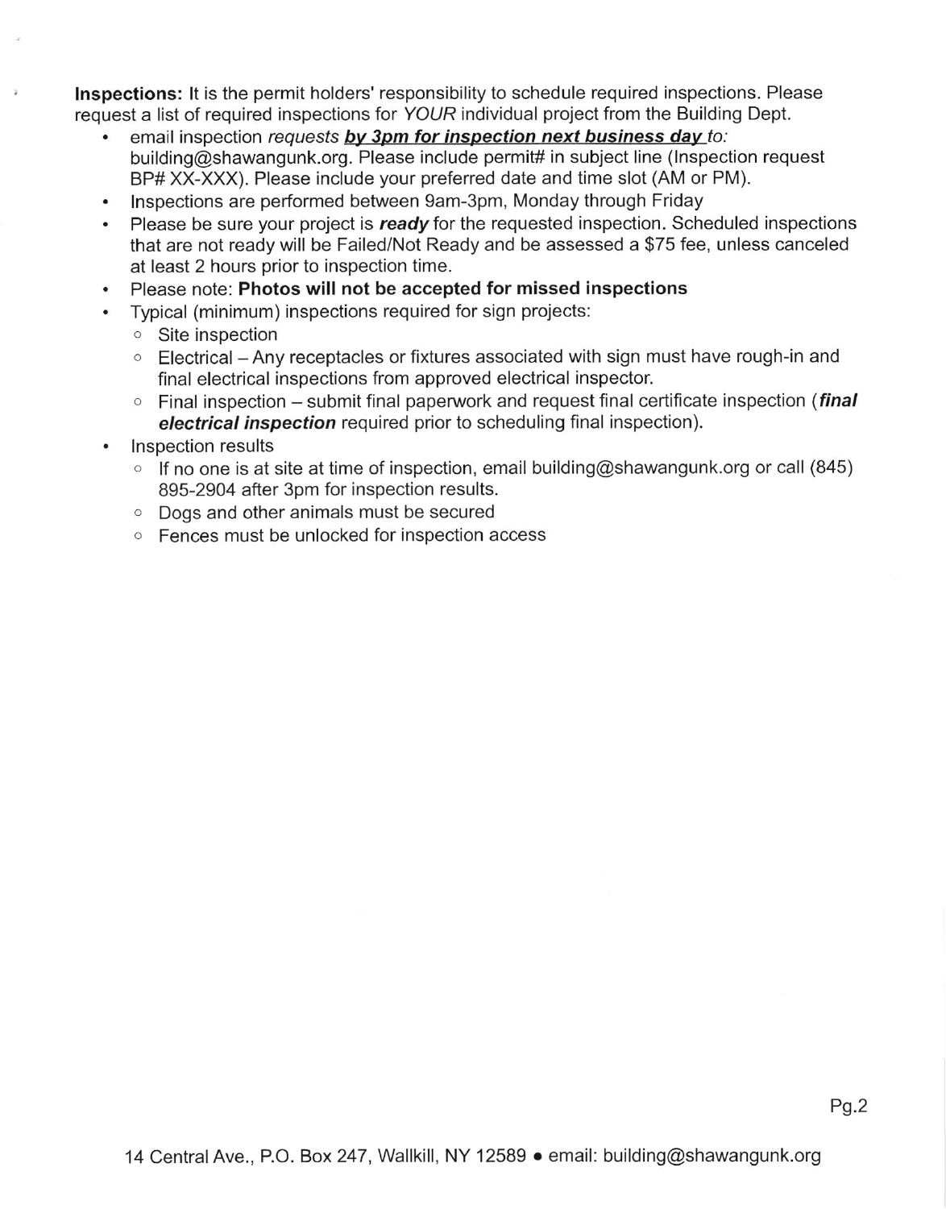**Inspections:** It is the permit holders' responsibility to schedule required inspections. Please request a list of required inspections for *YOUR* individual project from the Building Dept.

- email inspection *requests* ***by 3pm for inspection next business day*** *to:* building@shawangunk.org. Please include permit# in subject line (Inspection request BP# XX-XXX). Please include your preferred date and time slot (AM or PM).
- Inspections are performed between 9am-3pm, Monday through Friday
- Please be sure your project is ***ready*** for the requested inspection. Scheduled inspections that are not ready will be Failed/Not Ready and be assessed a $75 fee, unless canceled at least 2 hours prior to inspection time.
- Please note: **Photos will not be accepted for missed inspections**
- Typical (minimum) inspections required for sign projects:
  - Site inspection
  - Electrical – Any receptacles or fixtures associated with sign must have rough-in and final electrical inspections from approved electrical inspector.
  - Final inspection – submit final paperwork and request final certificate inspection (***final electrical inspection*** required prior to scheduling final inspection).
- Inspection results
  - If no one is at site at time of inspection, email building@shawangunk.org or call (845) 895-2904 after 3pm for inspection results.
  - Dogs and other animals must be secured
  - Fences must be unlocked for inspection access

14 Central Ave., P.O. Box 247, Wallkill, NY 12589 • email: building@shawangunk.org